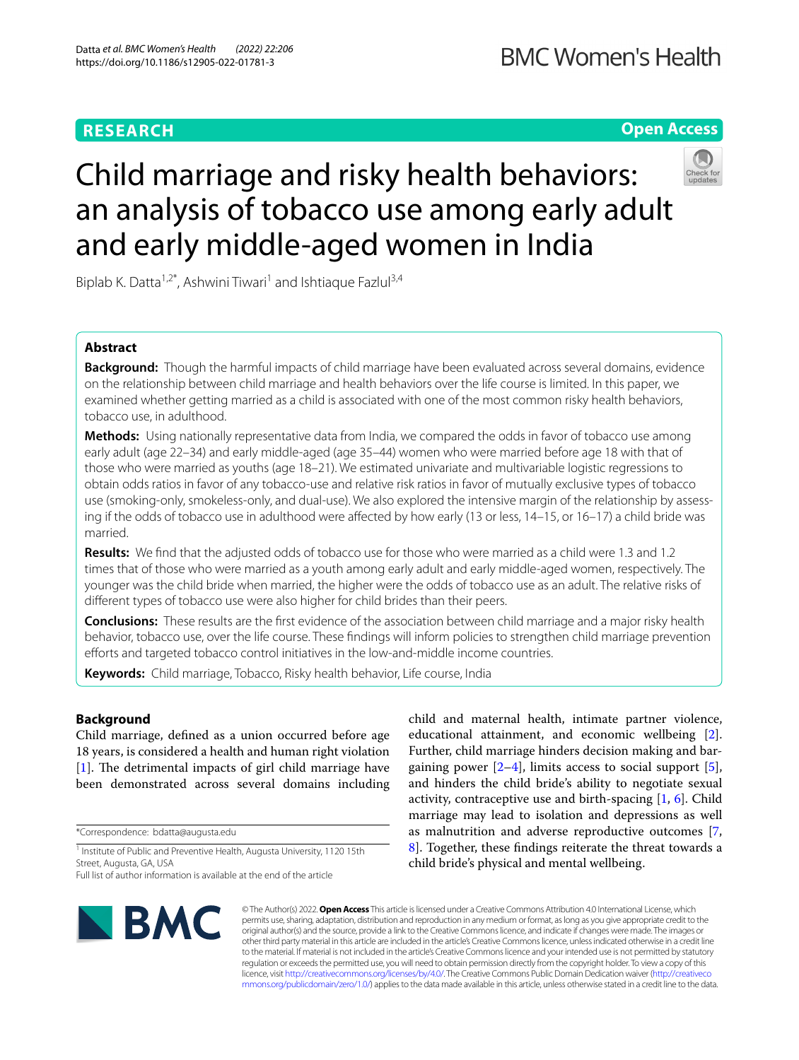RESEARCH

Open Access

# Child marriage and risky health behaviors: an analysis of tobacco use among early adult and early middle-aged women in India

Biplab K. Datta[1,2*], Ashwini Tiwari[1] and Ishtiaque Fazlul[3,4]

## Abstract

**Background:** Though the harmful impacts of child marriage have been evaluated across several domains, evidence on the relationship between child marriage and health behaviors over the life course is limited. In this paper, we examined whether getting married as a child is associated with one of the most common risky health behaviors, tobacco use, in adulthood.

**Methods:** Using nationally representative data from India, we compared the odds in favor of tobacco use among early adult (age 22–34) and early middle-aged (age 35–44) women who were married before age 18 with that of those who were married as youths (age 18–21). We estimated univariate and multivariable logistic regressions to obtain odds ratios in favor of any tobacco-use and relative risk ratios in favor of mutually exclusive types of tobacco use (smoking-only, smokeless-only, and dual-use). We also explored the intensive margin of the relationship by assessing if the odds of tobacco use in adulthood were affected by how early (13 or less, 14–15, or 16–17) a child bride was married.

**Results:** We find that the adjusted odds of tobacco use for those who were married as a child were 1.3 and 1.2 times that of those who were married as a youth among early adult and early middle-aged women, respectively. The younger was the child bride when married, the higher were the odds of tobacco use as an adult. The relative risks of different types of tobacco use were also higher for child brides than their peers.

**Conclusions:** These results are the first evidence of the association between child marriage and a major risky health behavior, tobacco use, over the life course. These findings will inform policies to strengthen child marriage prevention efforts and targeted tobacco control initiatives in the low-and-middle income countries.

**Keywords:** Child marriage, Tobacco, Risky health behavior, Life course, India

## Background

Child marriage, defined as a union occurred before age 18 years, is considered a health and human right violation [1]. The detrimental impacts of girl child marriage have been demonstrated across several domains including child and maternal health, intimate partner violence, educational attainment, and economic wellbeing [2]. Further, child marriage hinders decision making and bargaining power [2–4], limits access to social support [5], and hinders the child bride's ability to negotiate sexual activity, contraceptive use and birth-spacing [1, 6]. Child marriage may lead to isolation and depressions as well as malnutrition and adverse reproductive outcomes [7, 8]. Together, these findings reiterate the threat towards a child bride's physical and mental wellbeing.

*Correspondence: bdatta@augusta.edu

[1] Institute of Public and Preventive Health, Augusta University, 1120 15th Street, Augusta, GA, USA

Full list of author information is available at the end of the article

© The Author(s) 2022. **Open Access** This article is licensed under a Creative Commons Attribution 4.0 International License, which permits use, sharing, adaptation, distribution and reproduction in any medium or format, as long as you give appropriate credit to the original author(s) and the source, provide a link to the Creative Commons licence, and indicate if changes were made. The images or other third party material in this article are included in the article's Creative Commons licence, unless indicated otherwise in a credit line to the material. If material is not included in the article's Creative Commons licence and your intended use is not permitted by statutory regulation or exceeds the permitted use, you will need to obtain permission directly from the copyright holder. To view a copy of this licence, visit http://creativecommons.org/licenses/by/4.0/. The Creative Commons Public Domain Dedication waiver (http://creativecommons.org/publicdomain/zero/1.0/) applies to the data made available in this article, unless otherwise stated in a credit line to the data.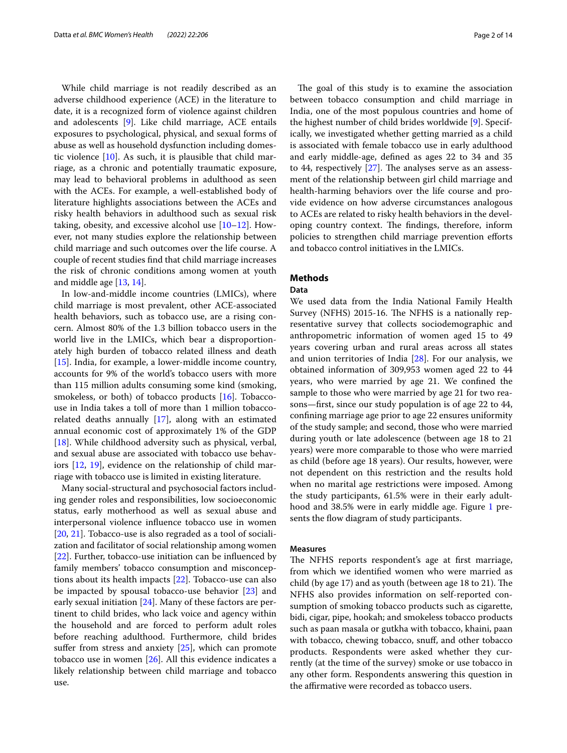While child marriage is not readily described as an adverse childhood experience (ACE) in the literature to date, it is a recognized form of violence against children and adolescents [9]. Like child marriage, ACE entails exposures to psychological, physical, and sexual forms of abuse as well as household dysfunction including domestic violence [10]. As such, it is plausible that child marriage, as a chronic and potentially traumatic exposure, may lead to behavioral problems in adulthood as seen with the ACEs. For example, a well-established body of literature highlights associations between the ACEs and risky health behaviors in adulthood such as sexual risk taking, obesity, and excessive alcohol use [10–12]. However, not many studies explore the relationship between child marriage and such outcomes over the life course. A couple of recent studies find that child marriage increases the risk of chronic conditions among women at youth and middle age [13, 14].

In low-and-middle income countries (LMICs), where child marriage is most prevalent, other ACE-associated health behaviors, such as tobacco use, are a rising concern. Almost 80% of the 1.3 billion tobacco users in the world live in the LMICs, which bear a disproportionately high burden of tobacco related illness and death [15]. India, for example, a lower-middle income country, accounts for 9% of the world's tobacco users with more than 115 million adults consuming some kind (smoking, smokeless, or both) of tobacco products [16]. Tobacco-use in India takes a toll of more than 1 million tobacco-related deaths annually [17], along with an estimated annual economic cost of approximately 1% of the GDP [18]. While childhood adversity such as physical, verbal, and sexual abuse are associated with tobacco use behaviors [12, 19], evidence on the relationship of child marriage with tobacco use is limited in existing literature.

Many social-structural and psychosocial factors including gender roles and responsibilities, low socioeconomic status, early motherhood as well as sexual abuse and interpersonal violence influence tobacco use in women [20, 21]. Tobacco-use is also regraded as a tool of socialization and facilitator of social relationship among women [22]. Further, tobacco-use initiation can be influenced by family members' tobacco consumption and misconceptions about its health impacts [22]. Tobacco-use can also be impacted by spousal tobacco-use behavior [23] and early sexual initiation [24]. Many of these factors are pertinent to child brides, who lack voice and agency within the household and are forced to perform adult roles before reaching adulthood. Furthermore, child brides suffer from stress and anxiety [25], which can promote tobacco use in women [26]. All this evidence indicates a likely relationship between child marriage and tobacco use.

The goal of this study is to examine the association between tobacco consumption and child marriage in India, one of the most populous countries and home of the highest number of child brides worldwide [9]. Specifically, we investigated whether getting married as a child is associated with female tobacco use in early adulthood and early middle-age, defined as ages 22 to 34 and 35 to 44, respectively [27]. The analyses serve as an assessment of the relationship between girl child marriage and health-harming behaviors over the life course and provide evidence on how adverse circumstances analogous to ACEs are related to risky health behaviors in the developing country context. The findings, therefore, inform policies to strengthen child marriage prevention efforts and tobacco control initiatives in the LMICs.

## Methods

### Data

We used data from the India National Family Health Survey (NFHS) 2015-16. The NFHS is a nationally representative survey that collects sociodemographic and anthropometric information of women aged 15 to 49 years covering urban and rural areas across all states and union territories of India [28]. For our analysis, we obtained information of 309,953 women aged 22 to 44 years, who were married by age 21. We confined the sample to those who were married by age 21 for two reasons—first, since our study population is of age 22 to 44, confining marriage age prior to age 22 ensures uniformity of the study sample; and second, those who were married during youth or late adolescence (between age 18 to 21 years) were more comparable to those who were married as child (before age 18 years). Our results, however, were not dependent on this restriction and the results hold when no marital age restrictions were imposed. Among the study participants, 61.5% were in their early adulthood and 38.5% were in early middle age. Figure 1 presents the flow diagram of study participants.

### Measures

The NFHS reports respondent's age at first marriage, from which we identified women who were married as child (by age 17) and as youth (between age 18 to 21). The NFHS also provides information on self-reported consumption of smoking tobacco products such as cigarette, bidi, cigar, pipe, hookah; and smokeless tobacco products such as paan masala or gutkha with tobacco, khaini, paan with tobacco, chewing tobacco, snuff, and other tobacco products. Respondents were asked whether they currently (at the time of the survey) smoke or use tobacco in any other form. Respondents answering this question in the affirmative were recorded as tobacco users.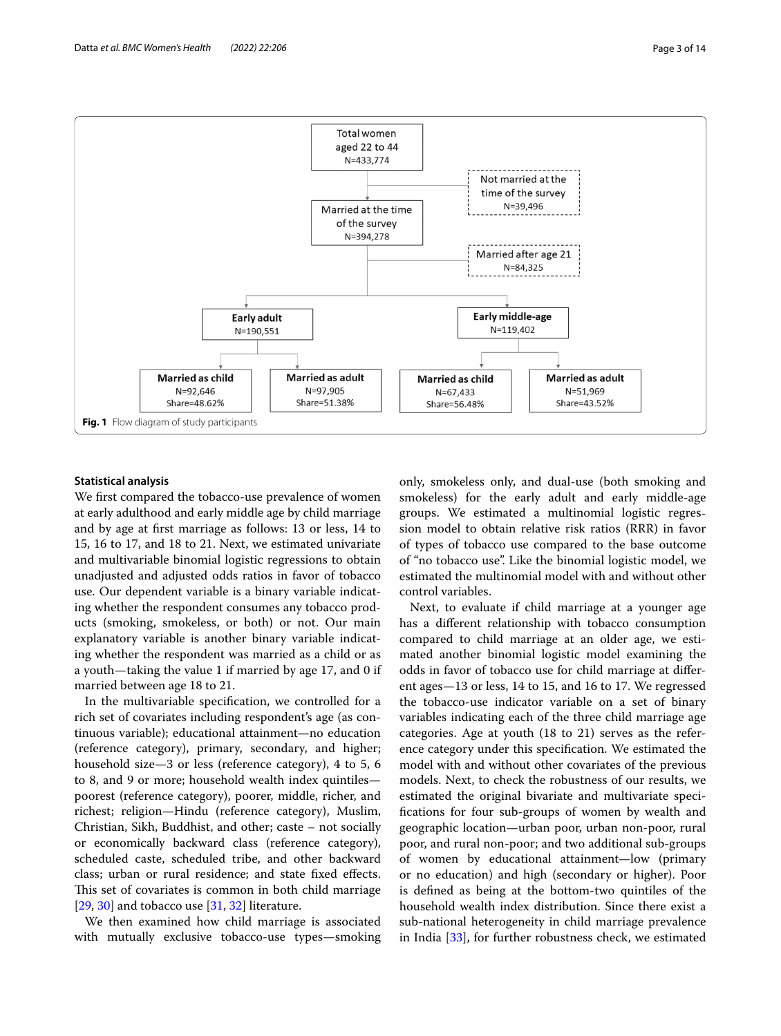Total women aged 22 to 44
N=433,774

Not married at the time of the survey
N=39,496

Married at the time of the survey
N=394,278

Married after age 21
N=84,325

**Early adult**
N=190,551

**Early middle-age**
N=119,402

**Married as child**
N=92,646
Share=48.62%

**Married as adult**
N=97,905
Share=51.38%

**Married as child**
N=67,433
Share=56.48%

**Married as adult**
N=51,969
Share=43.52%

**Fig. 1** Flow diagram of study participants

### Statistical analysis

We first compared the tobacco-use prevalence of women at early adulthood and early middle age by child marriage and by age at first marriage as follows: 13 or less, 14 to 15, 16 to 17, and 18 to 21. Next, we estimated univariate and multivariable binomial logistic regressions to obtain unadjusted and adjusted odds ratios in favor of tobacco use. Our dependent variable is a binary variable indicating whether the respondent consumes any tobacco products (smoking, smokeless, or both) or not. Our main explanatory variable is another binary variable indicating whether the respondent was married as a child or as a youth—taking the value 1 if married by age 17, and 0 if married between age 18 to 21.

In the multivariable specification, we controlled for a rich set of covariates including respondent's age (as continuous variable); educational attainment—no education (reference category), primary, secondary, and higher; household size—3 or less (reference category), 4 to 5, 6 to 8, and 9 or more; household wealth index quintiles—poorest (reference category), poorer, middle, richer, and richest; religion—Hindu (reference category), Muslim, Christian, Sikh, Buddhist, and other; caste – not socially or economically backward class (reference category), scheduled caste, scheduled tribe, and other backward class; urban or rural residence; and state fixed effects. This set of covariates is common in both child marriage [29, 30] and tobacco use [31, 32] literature.

We then examined how child marriage is associated with mutually exclusive tobacco-use types—smoking only, smokeless only, and dual-use (both smoking and smokeless) for the early adult and early middle-age groups. We estimated a multinomial logistic regression model to obtain relative risk ratios (RRR) in favor of types of tobacco use compared to the base outcome of "no tobacco use". Like the binomial logistic model, we estimated the multinomial model with and without other control variables.

Next, to evaluate if child marriage at a younger age has a different relationship with tobacco consumption compared to child marriage at an older age, we estimated another binomial logistic model examining the odds in favor of tobacco use for child marriage at different ages—13 or less, 14 to 15, and 16 to 17. We regressed the tobacco-use indicator variable on a set of binary variables indicating each of the three child marriage age categories. Age at youth (18 to 21) serves as the reference category under this specification. We estimated the model with and without other covariates of the previous models. Next, to check the robustness of our results, we estimated the original bivariate and multivariate specifications for four sub-groups of women by wealth and geographic location—urban poor, urban non-poor, rural poor, and rural non-poor; and two additional sub-groups of women by educational attainment—low (primary or no education) and high (secondary or higher). Poor is defined as being at the bottom-two quintiles of the household wealth index distribution. Since there exist a sub-national heterogeneity in child marriage prevalence in India [33], for further robustness check, we estimated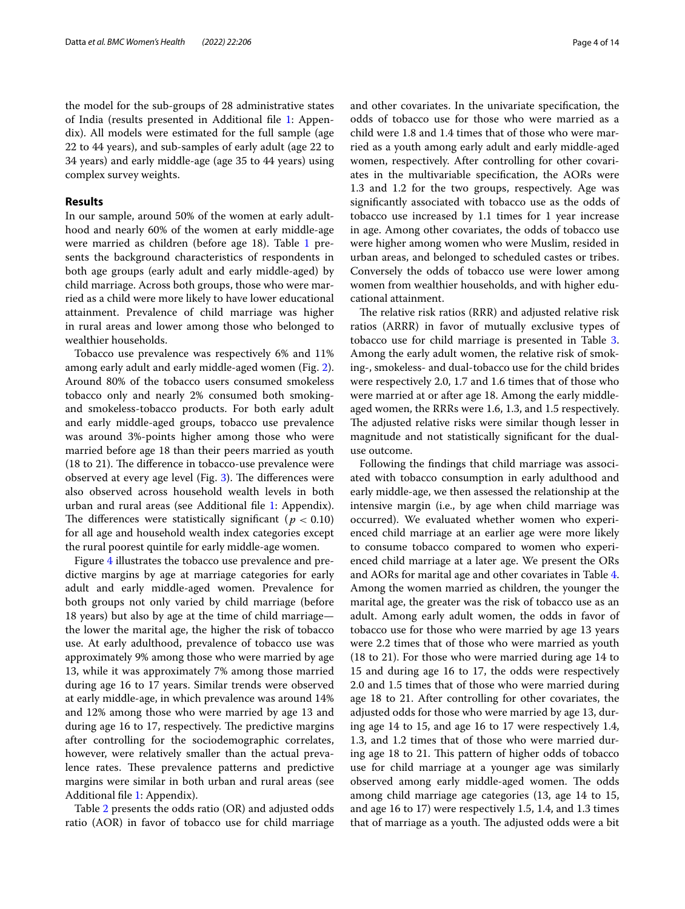the model for the sub-groups of 28 administrative states of India (results presented in Additional file 1: Appendix). All models were estimated for the full sample (age 22 to 44 years), and sub-samples of early adult (age 22 to 34 years) and early middle-age (age 35 to 44 years) using complex survey weights.

## Results

In our sample, around 50% of the women at early adulthood and nearly 60% of the women at early middle-age were married as children (before age 18). Table 1 presents the background characteristics of respondents in both age groups (early adult and early middle-aged) by child marriage. Across both groups, those who were married as a child were more likely to have lower educational attainment. Prevalence of child marriage was higher in rural areas and lower among those who belonged to wealthier households.

Tobacco use prevalence was respectively 6% and 11% among early adult and early middle-aged women (Fig. 2). Around 80% of the tobacco users consumed smokeless tobacco only and nearly 2% consumed both smoking- and smokeless-tobacco products. For both early adult and early middle-aged groups, tobacco use prevalence was around 3%-points higher among those who were married before age 18 than their peers married as youth (18 to 21). The difference in tobacco-use prevalence were observed at every age level (Fig. 3). The differences were also observed across household wealth levels in both urban and rural areas (see Additional file 1: Appendix). The differences were statistically significant ($p < 0.10$) for all age and household wealth index categories except the rural poorest quintile for early middle-age women.

Figure 4 illustrates the tobacco use prevalence and predictive margins by age at marriage categories for early adult and early middle-aged women. Prevalence for both groups not only varied by child marriage (before 18 years) but also by age at the time of child marriage—the lower the marital age, the higher the risk of tobacco use. At early adulthood, prevalence of tobacco use was approximately 9% among those who were married by age 13, while it was approximately 7% among those married during age 16 to 17 years. Similar trends were observed at early middle-age, in which prevalence was around 14% and 12% among those who were married by age 13 and during age 16 to 17, respectively. The predictive margins after controlling for the sociodemographic correlates, however, were relatively smaller than the actual prevalence rates. These prevalence patterns and predictive margins were similar in both urban and rural areas (see Additional file 1: Appendix).

Table 2 presents the odds ratio (OR) and adjusted odds ratio (AOR) in favor of tobacco use for child marriage and other covariates. In the univariate specification, the odds of tobacco use for those who were married as a child were 1.8 and 1.4 times that of those who were married as a youth among early adult and early middle-aged women, respectively. After controlling for other covariates in the multivariable specification, the AORs were 1.3 and 1.2 for the two groups, respectively. Age was significantly associated with tobacco use as the odds of tobacco use increased by 1.1 times for 1 year increase in age. Among other covariates, the odds of tobacco use were higher among women who were Muslim, resided in urban areas, and belonged to scheduled castes or tribes. Conversely the odds of tobacco use were lower among women from wealthier households, and with higher educational attainment.

The relative risk ratios (RRR) and adjusted relative risk ratios (ARRR) in favor of mutually exclusive types of tobacco use for child marriage is presented in Table 3. Among the early adult women, the relative risk of smoking-, smokeless- and dual-tobacco use for the child brides were respectively 2.0, 1.7 and 1.6 times that of those who were married at or after age 18. Among the early middle-aged women, the RRRs were 1.6, 1.3, and 1.5 respectively. The adjusted relative risks were similar though lesser in magnitude and not statistically significant for the dual-use outcome.

Following the findings that child marriage was associated with tobacco consumption in early adulthood and early middle-age, we then assessed the relationship at the intensive margin (i.e., by age when child marriage was occurred). We evaluated whether women who experienced child marriage at an earlier age were more likely to consume tobacco compared to women who experienced child marriage at a later age. We present the ORs and AORs for marital age and other covariates in Table 4. Among the women married as children, the younger the marital age, the greater was the risk of tobacco use as an adult. Among early adult women, the odds in favor of tobacco use for those who were married by age 13 years were 2.2 times that of those who were married as youth (18 to 21). For those who were married during age 14 to 15, and during age 16 to 17, the odds were respectively 2.0 and 1.5 times that of those who were married during age 18 to 21. After controlling for other covariates, the adjusted odds for those who were married by age 13, during age 14 to 15, and age 16 to 17 were respectively 1.4, 1.3, and 1.2 times that of those who were married during age 18 to 21. This pattern of higher odds of tobacco use for child marriage at a younger age was similarly observed among early middle-aged women. The odds among child marriage age categories (13, age 14 to 15, and age 16 to 17) were respectively 1.5, 1.4, and 1.3 times that of marriage as a youth. The adjusted odds were a bit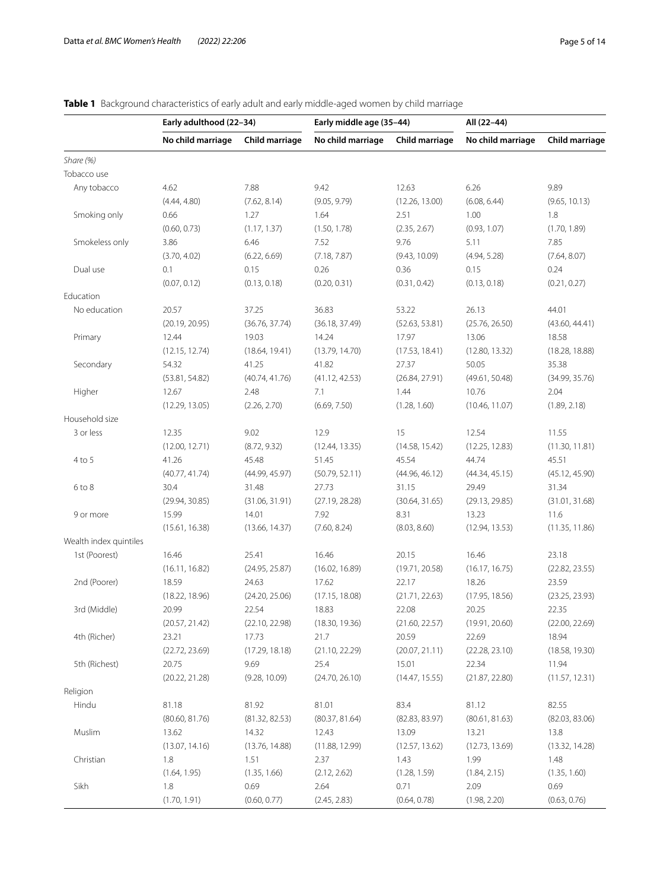**Table 1** Background characteristics of early adult and early middle-aged women by child marriage

| | Early adulthood (22–34) | | Early middle age (35–44) | | All (22–44) | |
|---|---|---|---|---|---|---|
| | No child marriage | Child marriage | No child marriage | Child marriage | No child marriage | Child marriage |
| *Share (%)* | | | | | | |
| Tobacco use | | | | | | |
| Any tobacco | 4.62 | 7.88 | 9.42 | 12.63 | 6.26 | 9.89 |
| | (4.44, 4.80) | (7.62, 8.14) | (9.05, 9.79) | (12.26, 13.00) | (6.08, 6.44) | (9.65, 10.13) |
| Smoking only | 0.66 | 1.27 | 1.64 | 2.51 | 1.00 | 1.8 |
| | (0.60, 0.73) | (1.17, 1.37) | (1.50, 1.78) | (2.35, 2.67) | (0.93, 1.07) | (1.70, 1.89) |
| Smokeless only | 3.86 | 6.46 | 7.52 | 9.76 | 5.11 | 7.85 |
| | (3.70, 4.02) | (6.22, 6.69) | (7.18, 7.87) | (9.43, 10.09) | (4.94, 5.28) | (7.64, 8.07) |
| Dual use | 0.1 | 0.15 | 0.26 | 0.36 | 0.15 | 0.24 |
| | (0.07, 0.12) | (0.13, 0.18) | (0.20, 0.31) | (0.31, 0.42) | (0.13, 0.18) | (0.21, 0.27) |
| Education | | | | | | |
| No education | 20.57 | 37.25 | 36.83 | 53.22 | 26.13 | 44.01 |
| | (20.19, 20.95) | (36.76, 37.74) | (36.18, 37.49) | (52.63, 53.81) | (25.76, 26.50) | (43.60, 44.41) |
| Primary | 12.44 | 19.03 | 14.24 | 17.97 | 13.06 | 18.58 |
| | (12.15, 12.74) | (18.64, 19.41) | (13.79, 14.70) | (17.53, 18.41) | (12.80, 13.32) | (18.28, 18.88) |
| Secondary | 54.32 | 41.25 | 41.82 | 27.37 | 50.05 | 35.38 |
| | (53.81, 54.82) | (40.74, 41.76) | (41.12, 42.53) | (26.84, 27.91) | (49.61, 50.48) | (34.99, 35.76) |
| Higher | 12.67 | 2.48 | 7.1 | 1.44 | 10.76 | 2.04 |
| | (12.29, 13.05) | (2.26, 2.70) | (6.69, 7.50) | (1.28, 1.60) | (10.46, 11.07) | (1.89, 2.18) |
| Household size | | | | | | |
| 3 or less | 12.35 | 9.02 | 12.9 | 15 | 12.54 | 11.55 |
| | (12.00, 12.71) | (8.72, 9.32) | (12.44, 13.35) | (14.58, 15.42) | (12.25, 12.83) | (11.30, 11.81) |
| 4 to 5 | 41.26 | 45.48 | 51.45 | 45.54 | 44.74 | 45.51 |
| | (40.77, 41.74) | (44.99, 45.97) | (50.79, 52.11) | (44.96, 46.12) | (44.34, 45.15) | (45.12, 45.90) |
| 6 to 8 | 30.4 | 31.48 | 27.73 | 31.15 | 29.49 | 31.34 |
| | (29.94, 30.85) | (31.06, 31.91) | (27.19, 28.28) | (30.64, 31.65) | (29.13, 29.85) | (31.01, 31.68) |
| 9 or more | 15.99 | 14.01 | 7.92 | 8.31 | 13.23 | 11.6 |
| | (15.61, 16.38) | (13.66, 14.37) | (7.60, 8.24) | (8.03, 8.60) | (12.94, 13.53) | (11.35, 11.86) |
| Wealth index quintiles | | | | | | |
| 1st (Poorest) | 16.46 | 25.41 | 16.46 | 20.15 | 16.46 | 23.18 |
| | (16.11, 16.82) | (24.95, 25.87) | (16.02, 16.89) | (19.71, 20.58) | (16.17, 16.75) | (22.82, 23.55) |
| 2nd (Poorer) | 18.59 | 24.63 | 17.62 | 22.17 | 18.26 | 23.59 |
| | (18.22, 18.96) | (24.20, 25.06) | (17.15, 18.08) | (21.71, 22.63) | (17.95, 18.56) | (23.25, 23.93) |
| 3rd (Middle) | 20.99 | 22.54 | 18.83 | 22.08 | 20.25 | 22.35 |
| | (20.57, 21.42) | (22.10, 22.98) | (18.30, 19.36) | (21.60, 22.57) | (19.91, 20.60) | (22.00, 22.69) |
| 4th (Richer) | 23.21 | 17.73 | 21.7 | 20.59 | 22.69 | 18.94 |
| | (22.72, 23.69) | (17.29, 18.18) | (21.10, 22.29) | (20.07, 21.11) | (22.28, 23.10) | (18.58, 19.30) |
| 5th (Richest) | 20.75 | 9.69 | 25.4 | 15.01 | 22.34 | 11.94 |
| | (20.22, 21.28) | (9.28, 10.09) | (24.70, 26.10) | (14.47, 15.55) | (21.87, 22.80) | (11.57, 12.31) |
| Religion | | | | | | |
| Hindu | 81.18 | 81.92 | 81.01 | 83.4 | 81.12 | 82.55 |
| | (80.60, 81.76) | (81.32, 82.53) | (80.37, 81.64) | (82.83, 83.97) | (80.61, 81.63) | (82.03, 83.06) |
| Muslim | 13.62 | 14.32 | 12.43 | 13.09 | 13.21 | 13.8 |
| | (13.07, 14.16) | (13.76, 14.88) | (11.88, 12.99) | (12.57, 13.62) | (12.73, 13.69) | (13.32, 14.28) |
| Christian | 1.8 | 1.51 | 2.37 | 1.43 | 1.99 | 1.48 |
| | (1.64, 1.95) | (1.35, 1.66) | (2.12, 2.62) | (1.28, 1.59) | (1.84, 2.15) | (1.35, 1.60) |
| Sikh | 1.8 | 0.69 | 2.64 | 0.71 | 2.09 | 0.69 |
| | (1.70, 1.91) | (0.60, 0.77) | (2.45, 2.83) | (0.64, 0.78) | (1.98, 2.20) | (0.63, 0.76) |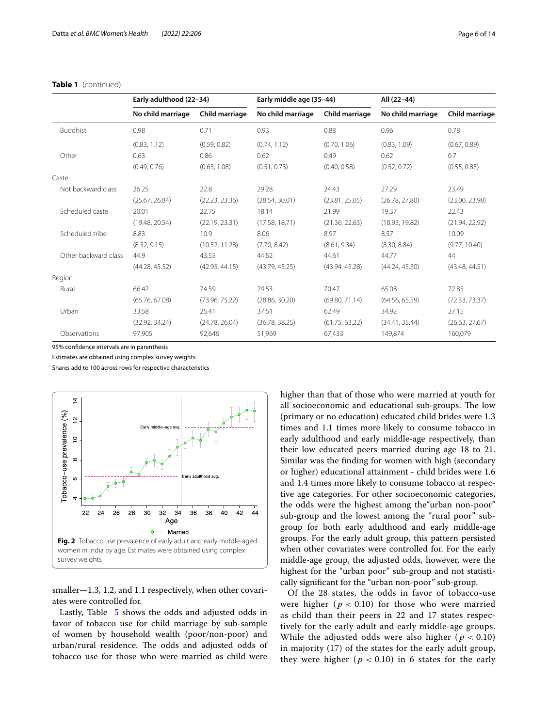**Table 1** (continued)

| | Early adulthood (22–34) | | Early middle age (35–44) | | All (22–44) | |
|---|---|---|---|---|---|---|
| | No child marriage | Child marriage | No child marriage | Child marriage | No child marriage | Child marriage |
| Buddhist | 0.98 | 0.71 | 0.93 | 0.88 | 0.96 | 0.78 |
| | (0.83, 1.12) | (0.59, 0.82) | (0.74, 1.12) | (0.70, 1.06) | (0.83, 1.09) | (0.67, 0.89) |
| Other | 0.63 | 0.86 | 0.62 | 0.49 | 0.62 | 0.7 |
| | (0.49, 0.76) | (0.65, 1.08) | (0.51, 0.73) | (0.40, 0.58) | (0.52, 0.72) | (0.55, 0.85) |
| Caste | | | | | | |
| Not backward class | 26.25 | 22.8 | 29.28 | 24.43 | 27.29 | 23.49 |
| | (25.67, 26.84) | (22.23, 23.36) | (28.54, 30.01) | (23.81, 25.05) | (26.78, 27.80) | (23.00, 23.98) |
| Scheduled caste | 20.01 | 22.75 | 18.14 | 21.99 | 19.37 | 22.43 |
| | (19.48, 20.54) | (22.19, 23.31) | (17.58, 18.71) | (21.36, 22.63) | (18.93, 19.82) | (21.94, 22.92) |
| Scheduled tribe | 8.83 | 10.9 | 8.06 | 8.97 | 8.57 | 10.09 |
| | (8.52, 9.15) | (10.52, 11.28) | (7.70, 8.42) | (8.61, 9.34) | (8.30, 8.84) | (9.77, 10.40) |
| Other backward class | 44.9 | 43.55 | 44.52 | 44.61 | 44.77 | 44 |
| | (44.28, 45.52) | (42.95, 44.15) | (43.79, 45.25) | (43.94, 45.28) | (44.24, 45.30) | (43.48, 44.51) |
| Region | | | | | | |
| Rural | 66.42 | 74.59 | 29.53 | 70.47 | 65.08 | 72.85 |
| | (65.76, 67.08) | (73.96, 75.22) | (28.86, 30.20) | (69.80, 71.14) | (64.56, 65.59) | (72.33, 73.37) |
| Urban | 33.58 | 25.41 | 37.51 | 62.49 | 34.92 | 27.15 |
| | (32.92, 34.24) | (24.78, 26.04) | (36.78, 38.25) | (61.75, 63.22) | (34.41, 35.44) | (26.63, 27.67) |
| Observations | 97,905 | 92,646 | 51,969 | 67,433 | 149,874 | 160,079 |

95% confidence intervals are in parenthesis

Estimates are obtained using complex survey weights

Shares add to 100 across rows for respective characteristics

**Fig. 2** Tobacco use prevalence of early adult and early middle-aged women in India by age. Estimates were obtained using complex survey weights

smaller—1.3, 1.2, and 1.1 respectively, when other covariates were controlled for.

Lastly, Table 5 shows the odds and adjusted odds in favor of tobacco use for child marriage by sub-sample of women by household wealth (poor/non-poor) and urban/rural residence. The odds and adjusted odds of tobacco use for those who were married as child were higher than that of those who were married at youth for all socioeconomic and educational sub-groups. The low (primary or no education) educated child brides were 1.3 times and 1.1 times more likely to consume tobacco in early adulthood and early middle-age respectively, than their low educated peers married during age 18 to 21. Similar was the finding for women with high (secondary or higher) educational attainment - child brides were 1.6 and 1.4 times more likely to consume tobacco at respective age categories. For other socioeconomic categories, the odds were the highest among the"urban non-poor" sub-group and the lowest among the "rural poor" sub-group for both early adulthood and early middle-age groups. For the early adult group, this pattern persisted when other covariates were controlled for. For the early middle-age group, the adjusted odds, however, were the highest for the "urban poor" sub-group and not statistically significant for the "urban non-poor" sub-group.

Of the 28 states, the odds in favor of tobacco-use were higher ($p < 0.10$) for those who were married as child than their peers in 22 and 17 states respectively for the early adult and early middle-age groups. While the adjusted odds were also higher ($p < 0.10$) in majority (17) of the states for the early adult group, they were higher ($p < 0.10$) in 6 states for the early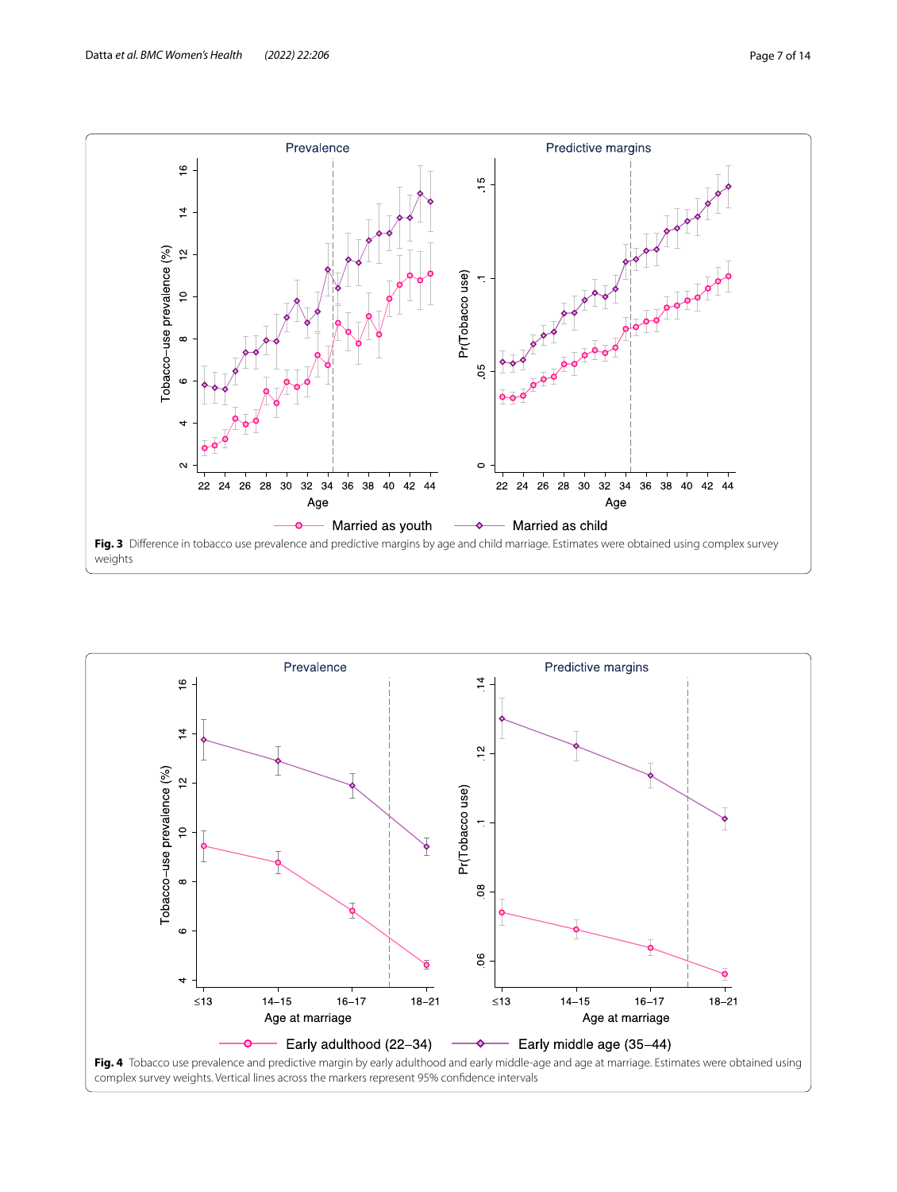**Fig. 3** Difference in tobacco use prevalence and predictive margins by age and child marriage. Estimates were obtained using complex survey weights

**Fig. 4** Tobacco use prevalence and predictive margin by early adulthood and early middle-age and age at marriage. Estimates were obtained using complex survey weights. Vertical lines across the markers represent 95% confidence intervals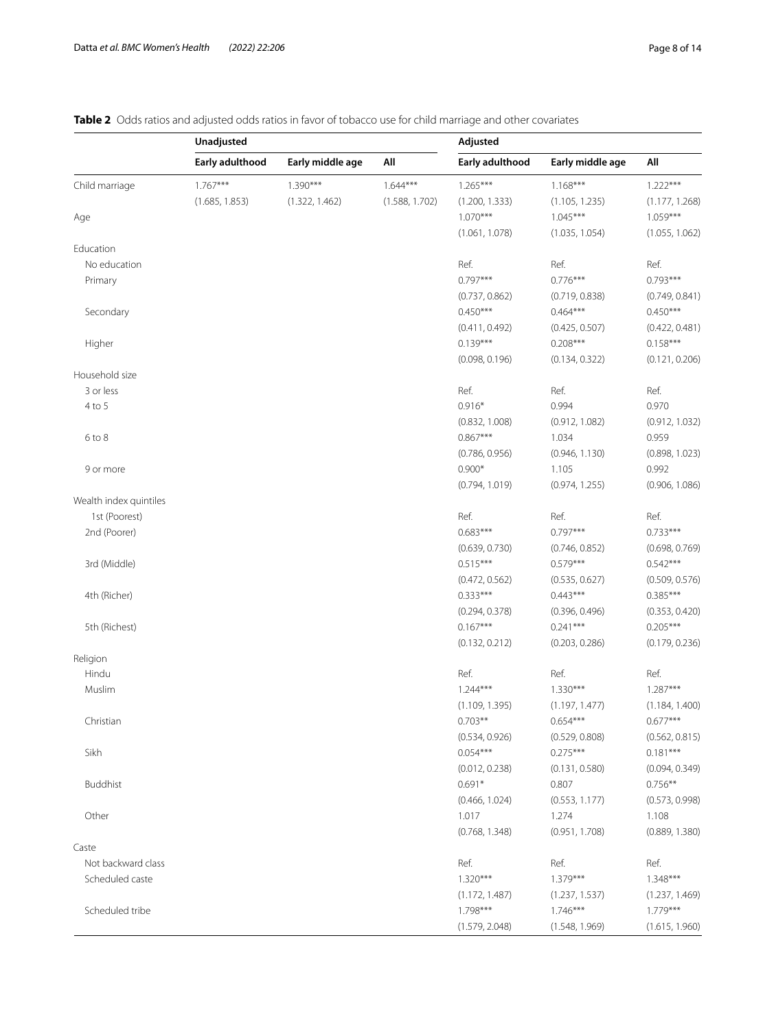**Table 2** Odds ratios and adjusted odds ratios in favor of tobacco use for child marriage and other covariates

| | Unadjusted | | | Adjusted | | |
|---|---|---|---|---|---|---|
| | Early adulthood | Early middle age | All | Early adulthood | Early middle age | All |
| Child marriage | 1.767*** | 1.390*** | 1.644*** | 1.265*** | 1.168*** | 1.222*** |
| | (1.685, 1.853) | (1.322, 1.462) | (1.588, 1.702) | (1.200, 1.333) | (1.105, 1.235) | (1.177, 1.268) |
| Age | | | | 1.070*** | 1.045*** | 1.059*** |
| | | | | (1.061, 1.078) | (1.035, 1.054) | (1.055, 1.062) |
| Education | | | | | | |
| No education | | | | Ref. | Ref. | Ref. |
| Primary | | | | 0.797*** | 0.776*** | 0.793*** |
| | | | | (0.737, 0.862) | (0.719, 0.838) | (0.749, 0.841) |
| Secondary | | | | 0.450*** | 0.464*** | 0.450*** |
| | | | | (0.411, 0.492) | (0.425, 0.507) | (0.422, 0.481) |
| Higher | | | | 0.139*** | 0.208*** | 0.158*** |
| | | | | (0.098, 0.196) | (0.134, 0.322) | (0.121, 0.206) |
| Household size | | | | | | |
| 3 or less | | | | Ref. | Ref. | Ref. |
| 4 to 5 | | | | 0.916* | 0.994 | 0.970 |
| | | | | (0.832, 1.008) | (0.912, 1.082) | (0.912, 1.032) |
| 6 to 8 | | | | 0.867*** | 1.034 | 0.959 |
| | | | | (0.786, 0.956) | (0.946, 1.130) | (0.898, 1.023) |
| 9 or more | | | | 0.900* | 1.105 | 0.992 |
| | | | | (0.794, 1.019) | (0.974, 1.255) | (0.906, 1.086) |
| Wealth index quintiles | | | | | | |
| 1st (Poorest) | | | | Ref. | Ref. | Ref. |
| 2nd (Poorer) | | | | 0.683*** | 0.797*** | 0.733*** |
| | | | | (0.639, 0.730) | (0.746, 0.852) | (0.698, 0.769) |
| 3rd (Middle) | | | | 0.515*** | 0.579*** | 0.542*** |
| | | | | (0.472, 0.562) | (0.535, 0.627) | (0.509, 0.576) |
| 4th (Richer) | | | | 0.333*** | 0.443*** | 0.385*** |
| | | | | (0.294, 0.378) | (0.396, 0.496) | (0.353, 0.420) |
| 5th (Richest) | | | | 0.167*** | 0.241*** | 0.205*** |
| | | | | (0.132, 0.212) | (0.203, 0.286) | (0.179, 0.236) |
| Religion | | | | | | |
| Hindu | | | | Ref. | Ref. | Ref. |
| Muslim | | | | 1.244*** | 1.330*** | 1.287*** |
| | | | | (1.109, 1.395) | (1.197, 1.477) | (1.184, 1.400) |
| Christian | | | | 0.703** | 0.654*** | 0.677*** |
| | | | | (0.534, 0.926) | (0.529, 0.808) | (0.562, 0.815) |
| Sikh | | | | 0.054*** | 0.275*** | 0.181*** |
| | | | | (0.012, 0.238) | (0.131, 0.580) | (0.094, 0.349) |
| Buddhist | | | | 0.691* | 0.807 | 0.756** |
| | | | | (0.466, 1.024) | (0.553, 1.177) | (0.573, 0.998) |
| Other | | | | 1.017 | 1.274 | 1.108 |
| | | | | (0.768, 1.348) | (0.951, 1.708) | (0.889, 1.380) |
| Caste | | | | | | |
| Not backward class | | | | Ref. | Ref. | Ref. |
| Scheduled caste | | | | 1.320*** | 1.379*** | 1.348*** |
| | | | | (1.172, 1.487) | (1.237, 1.537) | (1.237, 1.469) |
| Scheduled tribe | | | | 1.798*** | 1.746*** | 1.779*** |
| | | | | (1.579, 2.048) | (1.548, 1.969) | (1.615, 1.960) |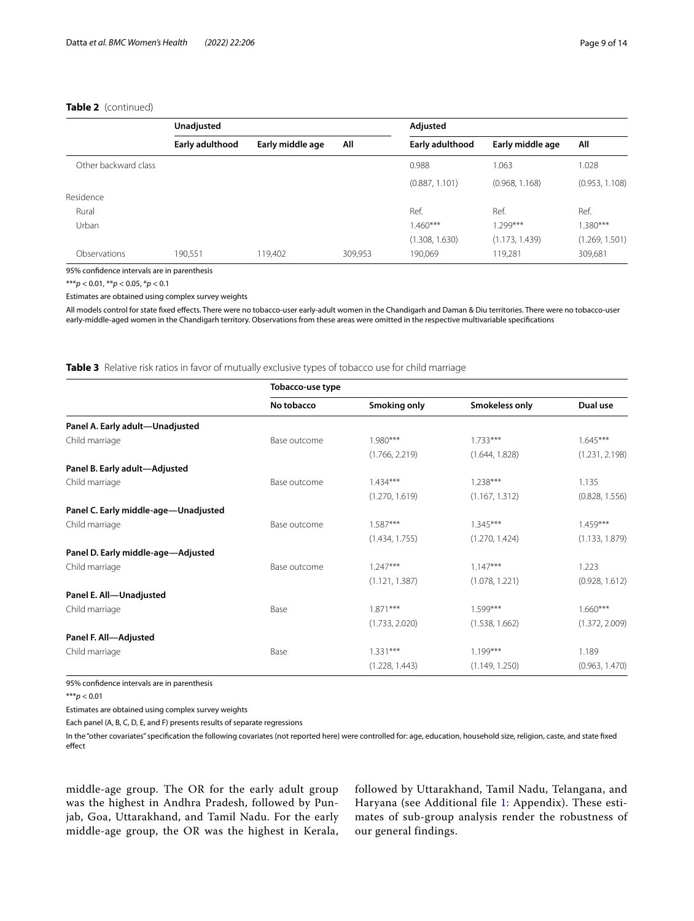**Table 2** (continued)

| | Unadjusted | | | Adjusted | | |
|---|---|---|---|---|---|---|
| | Early adulthood | Early middle age | All | Early adulthood | Early middle age | All |
| Other backward class | | | | 0.988 | 1.063 | 1.028 |
| | | | | (0.887, 1.101) | (0.968, 1.168) | (0.953, 1.108) |
| Residence | | | | | | |
| Rural | | | | Ref. | Ref. | Ref. |
| Urban | | | | 1.460*** | 1.299*** | 1.380*** |
| | | | | (1.308, 1.630) | (1.173, 1.439) | (1.269, 1.501) |
| Observations | 190,551 | 119,402 | 309,953 | 190,069 | 119,281 | 309,681 |

95% confidence intervals are in parenthesis

***$p < 0.01$, **$p < 0.05$, *$p < 0.1$

Estimates are obtained using complex survey weights

All models control for state fixed effects. There were no tobacco-user early-adult women in the Chandigarh and Daman & Diu territories. There were no tobacco-user early-middle-aged women in the Chandigarh territory. Observations from these areas were omitted in the respective multivariable specifications

**Table 3** Relative risk ratios in favor of mutually exclusive types of tobacco use for child marriage

| | Tobacco-use type | | | |
|---|---|---|---|---|
| | No tobacco | Smoking only | Smokeless only | Dual use |
| **Panel A. Early adult—Unadjusted** | | | | |
| Child marriage | Base outcome | 1.980*** | 1.733*** | 1.645*** |
| | | (1.766, 2.219) | (1.644, 1.828) | (1.231, 2.198) |
| **Panel B. Early adult—Adjusted** | | | | |
| Child marriage | Base outcome | 1.434*** | 1.238*** | 1.135 |
| | | (1.270, 1.619) | (1.167, 1.312) | (0.828, 1.556) |
| **Panel C. Early middle-age—Unadjusted** | | | | |
| Child marriage | Base outcome | 1.587*** | 1.345*** | 1.459*** |
| | | (1.434, 1.755) | (1.270, 1.424) | (1.133, 1.879) |
| **Panel D. Early middle-age—Adjusted** | | | | |
| Child marriage | Base outcome | 1.247*** | 1.147*** | 1.223 |
| | | (1.121, 1.387) | (1.078, 1.221) | (0.928, 1.612) |
| **Panel E. All—Unadjusted** | | | | |
| Child marriage | Base | 1.871*** | 1.599*** | 1.660*** |
| | | (1.733, 2.020) | (1.538, 1.662) | (1.372, 2.009) |
| **Panel F. All—Adjusted** | | | | |
| Child marriage | Base | 1.331*** | 1.199*** | 1.189 |
| | | (1.228, 1.443) | (1.149, 1.250) | (0.963, 1.470) |

95% confidence intervals are in parenthesis

***$p < 0.01$

Estimates are obtained using complex survey weights

Each panel (A, B, C, D, E, and F) presents results of separate regressions

In the "other covariates" specification the following covariates (not reported here) were controlled for: age, education, household size, religion, caste, and state fixed effect

middle-age group. The OR for the early adult group was the highest in Andhra Pradesh, followed by Punjab, Goa, Uttarakhand, and Tamil Nadu. For the early middle-age group, the OR was the highest in Kerala, followed by Uttarakhand, Tamil Nadu, Telangana, and Haryana (see Additional file 1: Appendix). These estimates of sub-group analysis render the robustness of our general findings.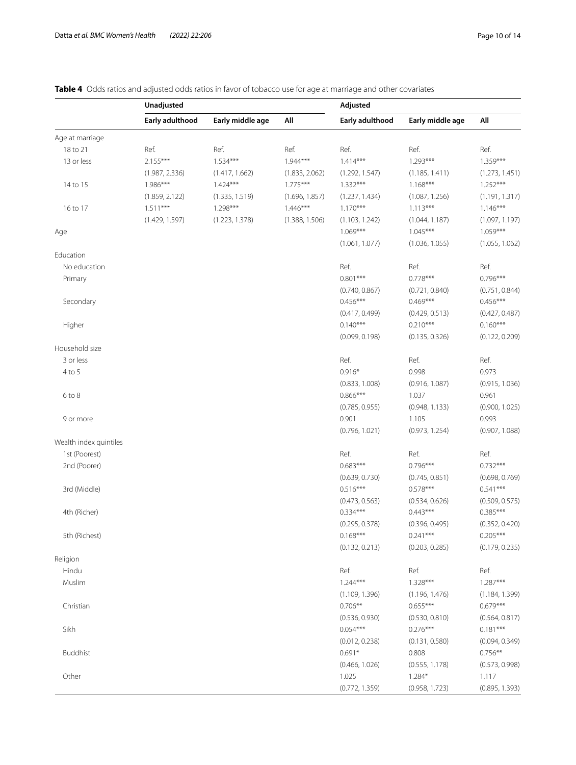**Table 4** Odds ratios and adjusted odds ratios in favor of tobacco use for age at marriage and other covariates

| | **Unadjusted** | | | **Adjusted** | | |
|---|---|---|---|---|---|---|
| | **Early adulthood** | **Early middle age** | **All** | **Early adulthood** | **Early middle age** | **All** |
| Age at marriage | | | | | | |
| 18 to 21 | Ref. | Ref. | Ref. | Ref. | Ref. | Ref. |
| 13 or less | 2.155*** | 1.534*** | 1.944*** | 1.414*** | 1.293*** | 1.359*** |
| | (1.987, 2.336) | (1.417, 1.662) | (1.833, 2.062) | (1.292, 1.547) | (1.185, 1.411) | (1.273, 1.451) |
| 14 to 15 | 1.986*** | 1.424*** | 1.775*** | 1.332*** | 1.168*** | 1.252*** |
| | (1.859, 2.122) | (1.335, 1.519) | (1.696, 1.857) | (1.237, 1.434) | (1.087, 1.256) | (1.191, 1.317) |
| 16 to 17 | 1.511*** | 1.298*** | 1.446*** | 1.170*** | 1.113*** | 1.146*** |
| | (1.429, 1.597) | (1.223, 1.378) | (1.388, 1.506) | (1.103, 1.242) | (1.044, 1.187) | (1.097, 1.197) |
| Age | | | | 1.069*** | 1.045*** | 1.059*** |
| | | | | (1.061, 1.077) | (1.036, 1.055) | (1.055, 1.062) |
| Education | | | | | | |
| No education | | | | Ref. | Ref. | Ref. |
| Primary | | | | 0.801*** | 0.778*** | 0.796*** |
| | | | | (0.740, 0.867) | (0.721, 0.840) | (0.751, 0.844) |
| Secondary | | | | 0.456*** | 0.469*** | 0.456*** |
| | | | | (0.417, 0.499) | (0.429, 0.513) | (0.427, 0.487) |
| Higher | | | | 0.140*** | 0.210*** | 0.160*** |
| | | | | (0.099, 0.198) | (0.135, 0.326) | (0.122, 0.209) |
| Household size | | | | | | |
| 3 or less | | | | Ref. | Ref. | Ref. |
| 4 to 5 | | | | 0.916* | 0.998 | 0.973 |
| | | | | (0.833, 1.008) | (0.916, 1.087) | (0.915, 1.036) |
| 6 to 8 | | | | 0.866*** | 1.037 | 0.961 |
| | | | | (0.785, 0.955) | (0.948, 1.133) | (0.900, 1.025) |
| 9 or more | | | | 0.901 | 1.105 | 0.993 |
| | | | | (0.796, 1.021) | (0.973, 1.254) | (0.907, 1.088) |
| Wealth index quintiles | | | | | | |
| 1st (Poorest) | | | | Ref. | Ref. | Ref. |
| 2nd (Poorer) | | | | 0.683*** | 0.796*** | 0.732*** |
| | | | | (0.639, 0.730) | (0.745, 0.851) | (0.698, 0.769) |
| 3rd (Middle) | | | | 0.516*** | 0.578*** | 0.541*** |
| | | | | (0.473, 0.563) | (0.534, 0.626) | (0.509, 0.575) |
| 4th (Richer) | | | | 0.334*** | 0.443*** | 0.385*** |
| | | | | (0.295, 0.378) | (0.396, 0.495) | (0.352, 0.420) |
| 5th (Richest) | | | | 0.168*** | 0.241*** | 0.205*** |
| | | | | (0.132, 0.213) | (0.203, 0.285) | (0.179, 0.235) |
| Religion | | | | | | |
| Hindu | | | | Ref. | Ref. | Ref. |
| Muslim | | | | 1.244*** | 1.328*** | 1.287*** |
| | | | | (1.109, 1.396) | (1.196, 1.476) | (1.184, 1.399) |
| Christian | | | | 0.706** | 0.655*** | 0.679*** |
| | | | | (0.536, 0.930) | (0.530, 0.810) | (0.564, 0.817) |
| Sikh | | | | 0.054*** | 0.276*** | 0.181*** |
| | | | | (0.012, 0.238) | (0.131, 0.580) | (0.094, 0.349) |
| Buddhist | | | | 0.691* | 0.808 | 0.756** |
| | | | | (0.466, 1.026) | (0.555, 1.178) | (0.573, 0.998) |
| Other | | | | 1.025 | 1.284* | 1.117 |
| | | | | (0.772, 1.359) | (0.958, 1.723) | (0.895, 1.393) |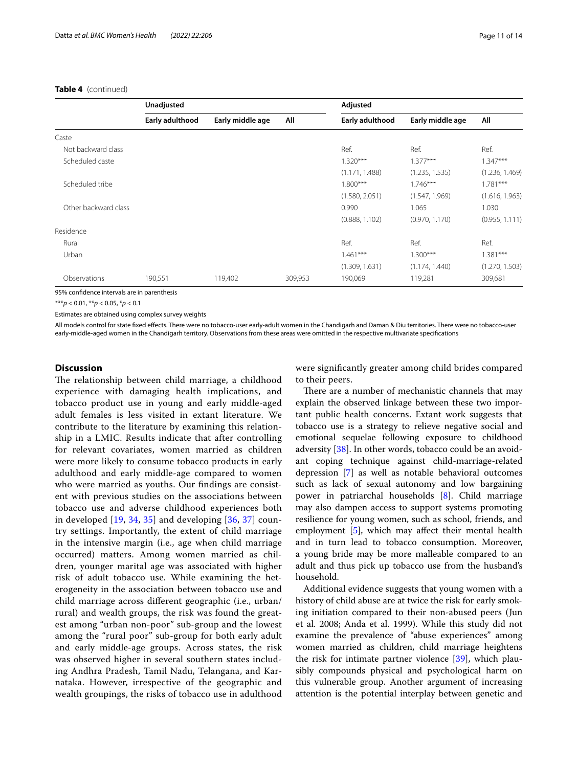**Table 4** (continued)

| | Unadjusted | | | Adjusted | | |
|---|---|---|---|---|---|---|
| | Early adulthood | Early middle age | All | Early adulthood | Early middle age | All |
| Caste | | | | | | |
| Not backward class | | | | Ref. | Ref. | Ref. |
| Scheduled caste | | | | 1.320*** | 1.377*** | 1.347*** |
| | | | | (1.171, 1.488) | (1.235, 1.535) | (1.236, 1.469) |
| Scheduled tribe | | | | 1.800*** | 1.746*** | 1.781*** |
| | | | | (1.580, 2.051) | (1.547, 1.969) | (1.616, 1.963) |
| Other backward class | | | | 0.990 | 1.065 | 1.030 |
| | | | | (0.888, 1.102) | (0.970, 1.170) | (0.955, 1.111) |
| Residence | | | | | | |
| Rural | | | | Ref. | Ref. | Ref. |
| Urban | | | | 1.461*** | 1.300*** | 1.381*** |
| | | | | (1.309, 1.631) | (1.174, 1.440) | (1.270, 1.503) |
| Observations | 190,551 | 119,402 | 309,953 | 190,069 | 119,281 | 309,681 |

95% confidence intervals are in parenthesis

***$p < 0.01$, **$p < 0.05$, *$p < 0.1$

Estimates are obtained using complex survey weights

All models control for state fixed effects. There were no tobacco-user early-adult women in the Chandigarh and Daman & Diu territories. There were no tobacco-user early-middle-aged women in the Chandigarh territory. Observations from these areas were omitted in the respective multivariate specifications

## Discussion

The relationship between child marriage, a childhood experience with damaging health implications, and tobacco product use in young and early middle-aged adult females is less visited in extant literature. We contribute to the literature by examining this relationship in a LMIC. Results indicate that after controlling for relevant covariates, women married as children were more likely to consume tobacco products in early adulthood and early middle-age compared to women who were married as youths. Our findings are consistent with previous studies on the associations between tobacco use and adverse childhood experiences both in developed [19, 34, 35] and developing [36, 37] country settings. Importantly, the extent of child marriage in the intensive margin (i.e., age when child marriage occurred) matters. Among women married as children, younger marital age was associated with higher risk of adult tobacco use. While examining the heterogeneity in the association between tobacco use and child marriage across different geographic (i.e., urban/rural) and wealth groups, the risk was found the greatest among "urban non-poor" sub-group and the lowest among the "rural poor" sub-group for both early adult and early middle-age groups. Across states, the risk was observed higher in several southern states including Andhra Pradesh, Tamil Nadu, Telangana, and Karnataka. However, irrespective of the geographic and wealth groupings, the risks of tobacco use in adulthood were significantly greater among child brides compared to their peers.

There are a number of mechanistic channels that may explain the observed linkage between these two important public health concerns. Extant work suggests that tobacco use is a strategy to relieve negative social and emotional sequelae following exposure to childhood adversity [38]. In other words, tobacco could be an avoidant coping technique against child-marriage-related depression [7] as well as notable behavioral outcomes such as lack of sexual autonomy and low bargaining power in patriarchal households [8]. Child marriage may also dampen access to support systems promoting resilience for young women, such as school, friends, and employment [5], which may affect their mental health and in turn lead to tobacco consumption. Moreover, a young bride may be more malleable compared to an adult and thus pick up tobacco use from the husband's household.

Additional evidence suggests that young women with a history of child abuse are at twice the risk for early smoking initiation compared to their non-abused peers (Jun et al. 2008; Anda et al. 1999). While this study did not examine the prevalence of "abuse experiences" among women married as children, child marriage heightens the risk for intimate partner violence [39], which plausibly compounds physical and psychological harm on this vulnerable group. Another argument of increasing attention is the potential interplay between genetic and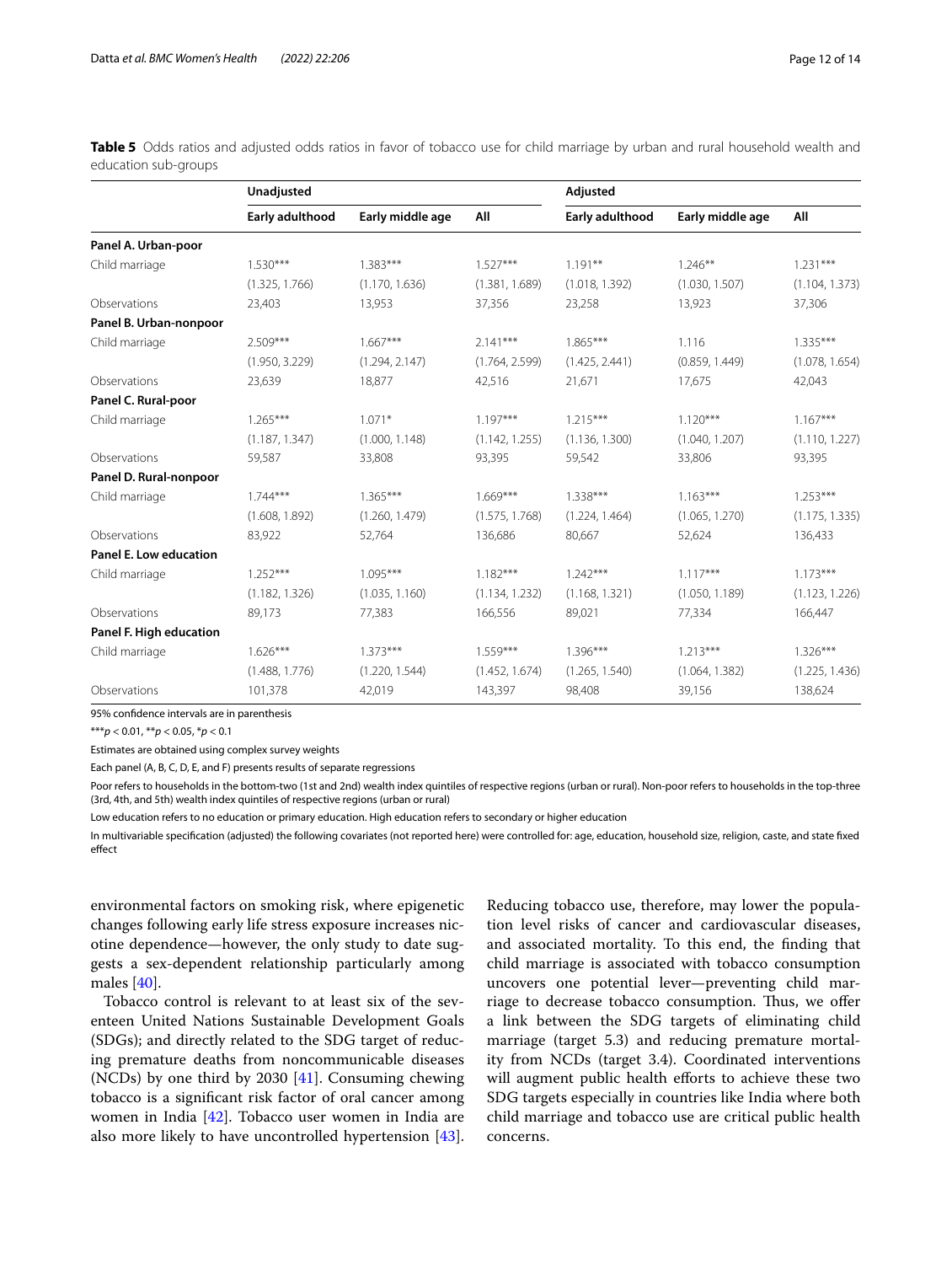**Table 5** Odds ratios and adjusted odds ratios in favor of tobacco use for child marriage by urban and rural household wealth and education sub-groups

| | Unadjusted | | | Adjusted | | |
|---|---|---|---|---|---|---|
| | Early adulthood | Early middle age | All | Early adulthood | Early middle age | All |
| **Panel A. Urban-poor** | | | | | | |
| Child marriage | 1.530*** | 1.383*** | 1.527*** | 1.191** | 1.246** | 1.231*** |
| | (1.325, 1.766) | (1.170, 1.636) | (1.381, 1.689) | (1.018, 1.392) | (1.030, 1.507) | (1.104, 1.373) |
| Observations | 23,403 | 13,953 | 37,356 | 23,258 | 13,923 | 37,306 |
| **Panel B. Urban-nonpoor** | | | | | | |
| Child marriage | 2.509*** | 1.667*** | 2.141*** | 1.865*** | 1.116 | 1.335*** |
| | (1.950, 3.229) | (1.294, 2.147) | (1.764, 2.599) | (1.425, 2.441) | (0.859, 1.449) | (1.078, 1.654) |
| Observations | 23,639 | 18,877 | 42,516 | 21,671 | 17,675 | 42,043 |
| **Panel C. Rural-poor** | | | | | | |
| Child marriage | 1.265*** | 1.071* | 1.197*** | 1.215*** | 1.120*** | 1.167*** |
| | (1.187, 1.347) | (1.000, 1.148) | (1.142, 1.255) | (1.136, 1.300) | (1.040, 1.207) | (1.110, 1.227) |
| Observations | 59,587 | 33,808 | 93,395 | 59,542 | 33,806 | 93,395 |
| **Panel D. Rural-nonpoor** | | | | | | |
| Child marriage | 1.744*** | 1.365*** | 1.669*** | 1.338*** | 1.163*** | 1.253*** |
| | (1.608, 1.892) | (1.260, 1.479) | (1.575, 1.768) | (1.224, 1.464) | (1.065, 1.270) | (1.175, 1.335) |
| Observations | 83,922 | 52,764 | 136,686 | 80,667 | 52,624 | 136,433 |
| **Panel E. Low education** | | | | | | |
| Child marriage | 1.252*** | 1.095*** | 1.182*** | 1.242*** | 1.117*** | 1.173*** |
| | (1.182, 1.326) | (1.035, 1.160) | (1.134, 1.232) | (1.168, 1.321) | (1.050, 1.189) | (1.123, 1.226) |
| Observations | 89,173 | 77,383 | 166,556 | 89,021 | 77,334 | 166,447 |
| **Panel F. High education** | | | | | | |
| Child marriage | 1.626*** | 1.373*** | 1.559*** | 1.396*** | 1.213*** | 1.326*** |
| | (1.488, 1.776) | (1.220, 1.544) | (1.452, 1.674) | (1.265, 1.540) | (1.064, 1.382) | (1.225, 1.436) |
| Observations | 101,378 | 42,019 | 143,397 | 98,408 | 39,156 | 138,624 |

95% confidence intervals are in parenthesis

***$p < 0.01$, **$p < 0.05$, *$p < 0.1$

Estimates are obtained using complex survey weights

Each panel (A, B, C, D, E, and F) presents results of separate regressions

Poor refers to households in the bottom-two (1st and 2nd) wealth index quintiles of respective regions (urban or rural). Non-poor refers to households in the top-three (3rd, 4th, and 5th) wealth index quintiles of respective regions (urban or rural)

Low education refers to no education or primary education. High education refers to secondary or higher education

In multivariable specification (adjusted) the following covariates (not reported here) were controlled for: age, education, household size, religion, caste, and state fixed effect

environmental factors on smoking risk, where epigenetic changes following early life stress exposure increases nicotine dependence—however, the only study to date suggests a sex-dependent relationship particularly among males [40].

Tobacco control is relevant to at least six of the seventeen United Nations Sustainable Development Goals (SDGs); and directly related to the SDG target of reducing premature deaths from noncommunicable diseases (NCDs) by one third by 2030 [41]. Consuming chewing tobacco is a significant risk factor of oral cancer among women in India [42]. Tobacco user women in India are also more likely to have uncontrolled hypertension [43]. Reducing tobacco use, therefore, may lower the population level risks of cancer and cardiovascular diseases, and associated mortality. To this end, the finding that child marriage is associated with tobacco consumption uncovers one potential lever—preventing child marriage to decrease tobacco consumption. Thus, we offer a link between the SDG targets of eliminating child marriage (target 5.3) and reducing premature mortality from NCDs (target 3.4). Coordinated interventions will augment public health efforts to achieve these two SDG targets especially in countries like India where both child marriage and tobacco use are critical public health concerns.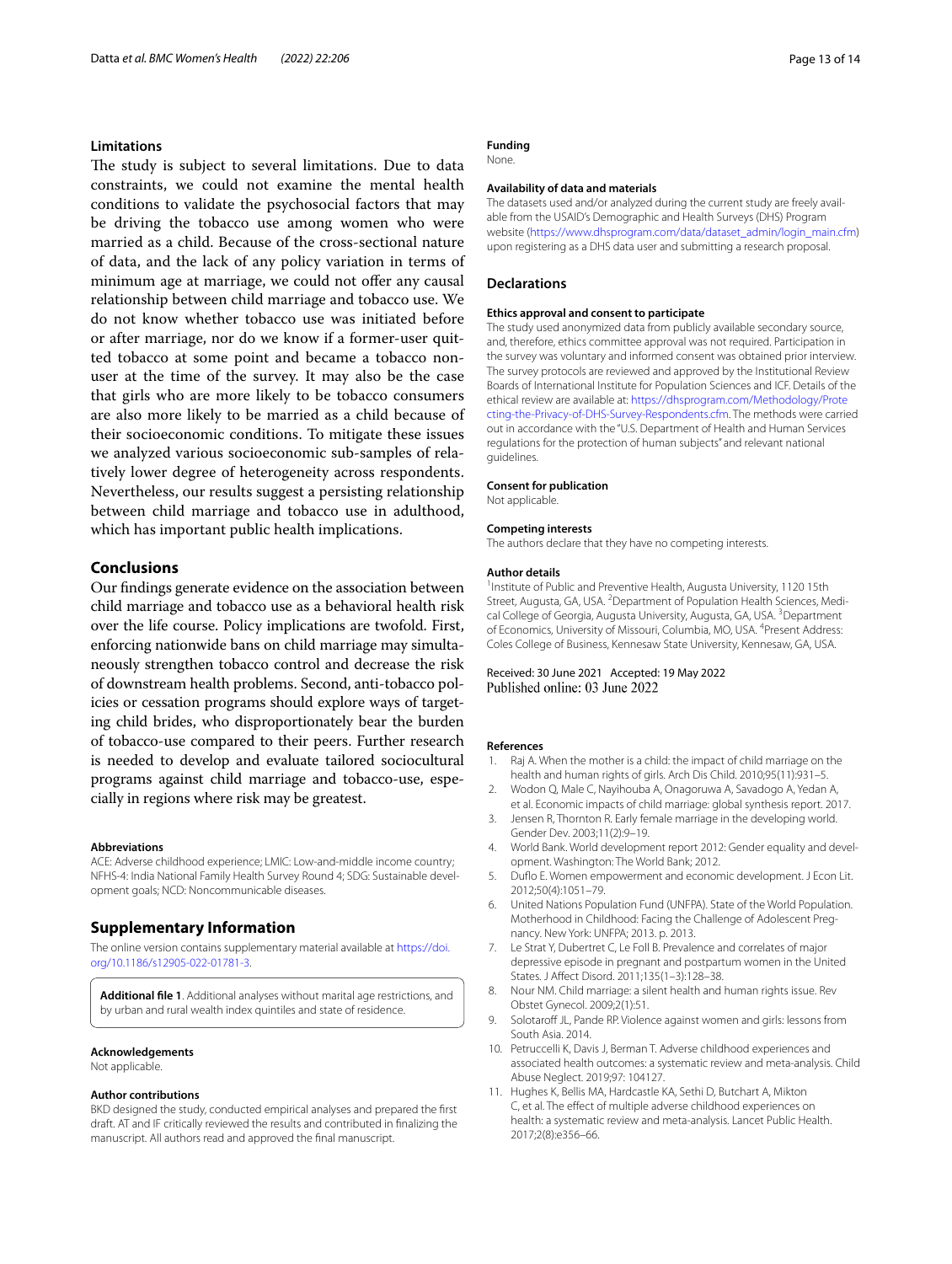## Limitations

The study is subject to several limitations. Due to data constraints, we could not examine the mental health conditions to validate the psychosocial factors that may be driving the tobacco use among women who were married as a child. Because of the cross-sectional nature of data, and the lack of any policy variation in terms of minimum age at marriage, we could not offer any causal relationship between child marriage and tobacco use. We do not know whether tobacco use was initiated before or after marriage, nor do we know if a former-user quitted tobacco at some point and became a tobacco non-user at the time of the survey. It may also be the case that girls who are more likely to be tobacco consumers are also more likely to be married as a child because of their socioeconomic conditions. To mitigate these issues we analyzed various socioeconomic sub-samples of relatively lower degree of heterogeneity across respondents. Nevertheless, our results suggest a persisting relationship between child marriage and tobacco use in adulthood, which has important public health implications.

## Conclusions

Our findings generate evidence on the association between child marriage and tobacco use as a behavioral health risk over the life course. Policy implications are twofold. First, enforcing nationwide bans on child marriage may simultaneously strengthen tobacco control and decrease the risk of downstream health problems. Second, anti-tobacco policies or cessation programs should explore ways of targeting child brides, who disproportionately bear the burden of tobacco-use compared to their peers. Further research is needed to develop and evaluate tailored sociocultural programs against child marriage and tobacco-use, especially in regions where risk may be greatest.

#### Abbreviations

ACE: Adverse childhood experience; LMIC: Low-and-middle income country; NFHS-4: India National Family Health Survey Round 4; SDG: Sustainable development goals; NCD: Noncommunicable diseases.

## Supplementary Information

The online version contains supplementary material available at https://doi.org/10.1186/s12905-022-01781-3.

**Additional file 1**. Additional analyses without marital age restrictions, and by urban and rural wealth index quintiles and state of residence.

#### Acknowledgements

Not applicable.

#### Author contributions

BKD designed the study, conducted empirical analyses and prepared the first draft. AT and IF critically reviewed the results and contributed in finalizing the manuscript. All authors read and approved the final manuscript.

#### Funding

None.

#### Availability of data and materials

The datasets used and/or analyzed during the current study are freely available from the USAID's Demographic and Health Surveys (DHS) Program website (https://www.dhsprogram.com/data/dataset_admin/login_main.cfm) upon registering as a DHS data user and submitting a research proposal.

## Declarations

#### Ethics approval and consent to participate

The study used anonymized data from publicly available secondary source, and, therefore, ethics committee approval was not required. Participation in the survey was voluntary and informed consent was obtained prior interview. The survey protocols are reviewed and approved by the Institutional Review Boards of International Institute for Population Sciences and ICF. Details of the ethical review are available at: https://dhsprogram.com/Methodology/Protecting-the-Privacy-of-DHS-Survey-Respondents.cfm. The methods were carried out in accordance with the "U.S. Department of Health and Human Services regulations for the protection of human subjects" and relevant national guidelines.

#### Consent for publication

Not applicable.

#### Competing interests

The authors declare that they have no competing interests.

#### Author details

[1]Institute of Public and Preventive Health, Augusta University, 1120 15th Street, Augusta, GA, USA. [2]Department of Population Health Sciences, Medical College of Georgia, Augusta University, Augusta, GA, USA. [3]Department of Economics, University of Missouri, Columbia, MO, USA. [4]Present Address: Coles College of Business, Kennesaw State University, Kennesaw, GA, USA.

Received: 30 June 2021 Accepted: 19 May 2022
Published online: 03 June 2022

#### References

1. Raj A. When the mother is a child: the impact of child marriage on the health and human rights of girls. Arch Dis Child. 2010;95(11):931–5.
2. Wodon Q, Male C, Nayihouba A, Onagoruwa A, Savadogo A, Yedan A, et al. Economic impacts of child marriage: global synthesis report. 2017.
3. Jensen R, Thornton R. Early female marriage in the developing world. Gender Dev. 2003;11(2):9–19.
4. World Bank. World development report 2012: Gender equality and development. Washington: The World Bank; 2012.
5. Duflo E. Women empowerment and economic development. J Econ Lit. 2012;50(4):1051–79.
6. United Nations Population Fund (UNFPA). State of the World Population. Motherhood in Childhood: Facing the Challenge of Adolescent Pregnancy. New York: UNFPA; 2013. p. 2013.
7. Le Strat Y, Dubertret C, Le Foll B. Prevalence and correlates of major depressive episode in pregnant and postpartum women in the United States. J Affect Disord. 2011;135(1–3):128–38.
8. Nour NM. Child marriage: a silent health and human rights issue. Rev Obstet Gynecol. 2009;2(1):51.
9. Solotaroff JL, Pande RP. Violence against women and girls: lessons from South Asia. 2014.
10. Petruccelli K, Davis J, Berman T. Adverse childhood experiences and associated health outcomes: a systematic review and meta-analysis. Child Abuse Neglect. 2019;97: 104127.
11. Hughes K, Bellis MA, Hardcastle KA, Sethi D, Butchart A, Mikton C, et al. The effect of multiple adverse childhood experiences on health: a systematic review and meta-analysis. Lancet Public Health. 2017;2(8):e356–66.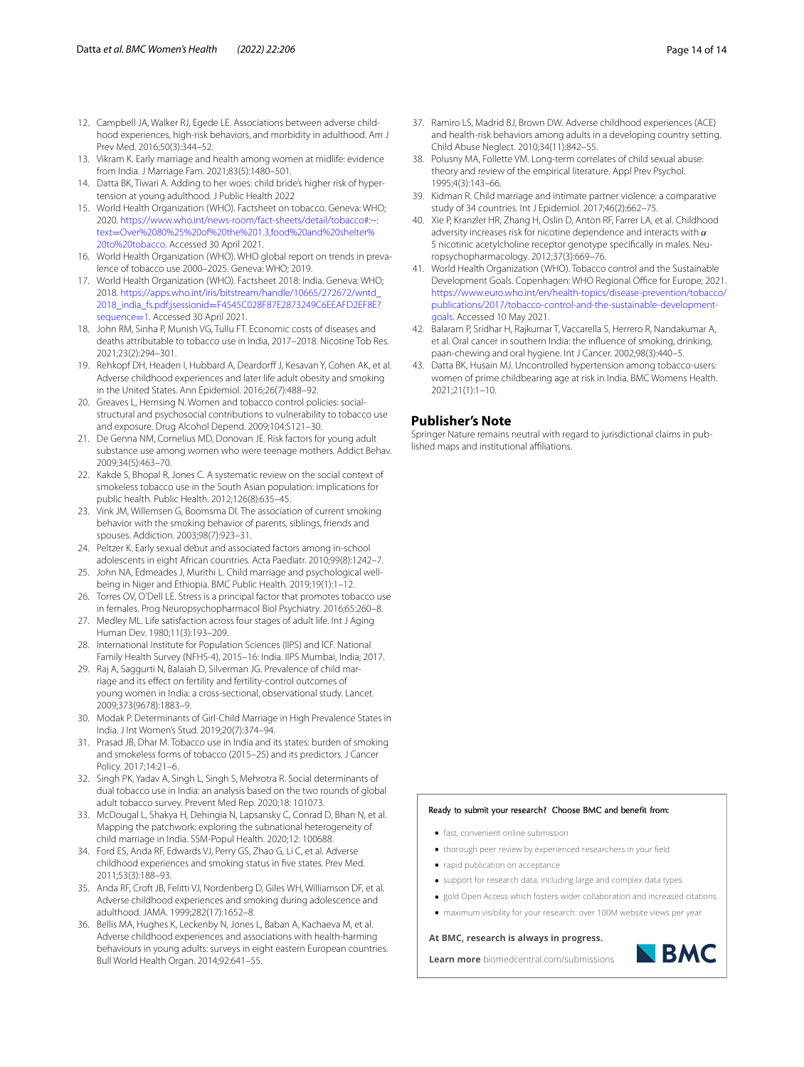12. Campbell JA, Walker RJ, Egede LE. Associations between adverse childhood experiences, high-risk behaviors, and morbidity in adulthood. Am J Prev Med. 2016;50(3):344–52.
13. Vikram K. Early marriage and health among women at midlife: evidence from India. J Marriage Fam. 2021;83(5):1480–501.
14. Datta BK, Tiwari A. Adding to her woes: child bride's higher risk of hypertension at young adulthood. J Public Health 2022
15. World Health Organization (WHO). Factsheet on tobacco. Geneva: WHO; 2020. https://www.who.int/news-room/fact-sheets/detail/tobacco#:~:text=Over%2080%25%20of%20the%201.3,food%20and%20shelter%20to%20tobacco. Accessed 30 April 2021.
16. World Health Organization (WHO). WHO global report on trends in prevalence of tobacco use 2000–2025. Geneva: WHO; 2019.
17. World Health Organization (WHO). Factsheet 2018: India. Geneva: WHO; 2018. https://apps.who.int/iris/bitstream/handle/10665/272672/wntd_2018_india_fs.pdf;jsessionid=F4545C028F87E2873249C6EEAFD2EF8E?sequence=1. Accessed 30 April 2021.
18. John RM, Sinha P, Munish VG, Tullu FT. Economic costs of diseases and deaths attributable to tobacco use in India, 2017–2018. Nicotine Tob Res. 2021;23(2):294–301.
19. Rehkopf DH, Headen I, Hubbard A, Deardorff J, Kesavan Y, Cohen AK, et al. Adverse childhood experiences and later life adult obesity and smoking in the United States. Ann Epidemiol. 2016;26(7):488–92.
20. Greaves L, Hemsing N. Women and tobacco control policies: social-structural and psychosocial contributions to vulnerability to tobacco use and exposure. Drug Alcohol Depend. 2009;104:S121–30.
21. De Genna NM, Cornelius MD, Donovan JE. Risk factors for young adult substance use among women who were teenage mothers. Addict Behav. 2009;34(5):463–70.
22. Kakde S, Bhopal R, Jones C. A systematic review on the social context of smokeless tobacco use in the South Asian population: implications for public health. Public Health. 2012;126(8):635–45.
23. Vink JM, Willemsen G, Boomsma DI. The association of current smoking behavior with the smoking behavior of parents, siblings, friends and spouses. Addiction. 2003;98(7):923–31.
24. Peltzer K. Early sexual debut and associated factors among in-school adolescents in eight African countries. Acta Paediatr. 2010;99(8):1242–7.
25. John NA, Edmeades J, Murithi L. Child marriage and psychological well-being in Niger and Ethiopia. BMC Public Health. 2019;19(1):1–12.
26. Torres OV, O'Dell LE. Stress is a principal factor that promotes tobacco use in females. Prog Neuropsychopharmacol Biol Psychiatry. 2016;65:260–8.
27. Medley ML. Life satisfaction across four stages of adult life. Int J Aging Human Dev. 1980;11(3):193–209.
28. International Institute for Population Sciences (IIPS) and ICF. National Family Health Survey (NFHS-4), 2015–16: India. IIPS Mumbai, India; 2017.
29. Raj A, Saggurti N, Balaiah D, Silverman JG. Prevalence of child marriage and its effect on fertility and fertility-control outcomes of young women in India: a cross-sectional, observational study. Lancet. 2009;373(9678):1883–9.
30. Modak P. Determinants of Girl-Child Marriage in High Prevalence States in India. J Int Women's Stud. 2019;20(7):374–94.
31. Prasad JB, Dhar M. Tobacco use in India and its states: burden of smoking and smokeless forms of tobacco (2015–25) and its predictors. J Cancer Policy. 2017;14:21–6.
32. Singh PK, Yadav A, Singh L, Singh S, Mehrotra R. Social determinants of dual tobacco use in India: an analysis based on the two rounds of global adult tobacco survey. Prevent Med Rep. 2020;18: 101073.
33. McDougal L, Shakya H, Dehingia N, Lapsansky C, Conrad D, Bhan N, et al. Mapping the patchwork: exploring the subnational heterogeneity of child marriage in India. SSM-Popul Health. 2020;12: 100688.
34. Ford ES, Anda RF, Edwards VJ, Perry GS, Zhao G, Li C, et al. Adverse childhood experiences and smoking status in five states. Prev Med. 2011;53(3):188–93.
35. Anda RF, Croft JB, Felitti VJ, Nordenberg D, Giles WH, Williamson DF, et al. Adverse childhood experiences and smoking during adolescence and adulthood. JAMA. 1999;282(17):1652–8.
36. Bellis MA, Hughes K, Leckenby N, Jones L, Baban A, Kachaeva M, et al. Adverse childhood experiences and associations with health-harming behaviours in young adults: surveys in eight eastern European countries. Bull World Health Organ. 2014;92:641–55.
37. Ramiro LS, Madrid BJ, Brown DW. Adverse childhood experiences (ACE) and health-risk behaviors among adults in a developing country setting. Child Abuse Neglect. 2010;34(11):842–55.
38. Polusny MA, Follette VM. Long-term correlates of child sexual abuse: theory and review of the empirical literature. Appl Prev Psychol. 1995;4(3):143–66.
39. Kidman R. Child marriage and intimate partner violence: a comparative study of 34 countries. Int J Epidemiol. 2017;46(2):662–75.
40. Xie P, Kranzler HR, Zhang H, Oslin D, Anton RF, Farrer LA, et al. Childhood adversity increases risk for nicotine dependence and interacts with $\alpha$ 5 nicotinic acetylcholine receptor genotype specifically in males. Neuropsychopharmacology. 2012;37(3):669–76.
41. World Health Organization (WHO). Tobacco control and the Sustainable Development Goals. Copenhagen: WHO Regional Office for Europe; 2021. https://www.euro.who.int/en/health-topics/disease-prevention/tobacco/publications/2017/tobacco-control-and-the-sustainable-development-goals. Accessed 10 May 2021.
42. Balaram P, Sridhar H, Rajkumar T, Vaccarella S, Herrero R, Nandakumar A, et al. Oral cancer in southern India: the influence of smoking, drinking, paan-chewing and oral hygiene. Int J Cancer. 2002;98(3):440–5.
43. Datta BK, Husain MJ. Uncontrolled hypertension among tobacco-users: women of prime childbearing age at risk in India. BMC Womens Health. 2021;21(1):1–10.

## Publisher's Note

Springer Nature remains neutral with regard to jurisdictional claims in published maps and institutional affiliations.

Ready to submit your research? Choose BMC and benefit from:

- fast, convenient online submission
- thorough peer review by experienced researchers in your field
- rapid publication on acceptance
- support for research data, including large and complex data types
- gold Open Access which fosters wider collaboration and increased citations
- maximum visibility for your research: over 100M website views per year

**At BMC, research is always in progress.**

**Learn more** biomedcentral.com/submissions

BMC